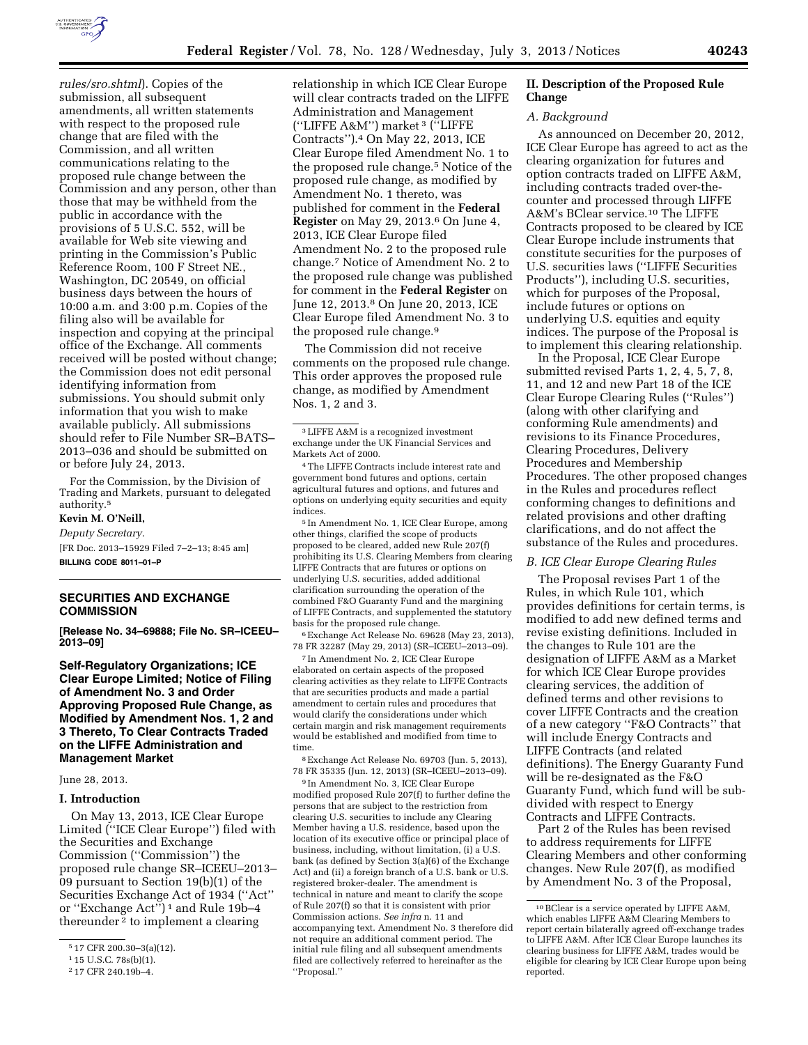*rules/sro.shtml*). Copies of the submission, all subsequent amendments, all written statements with respect to the proposed rule change that are filed with the Commission, and all written communications relating to the proposed rule change between the Commission and any person, other than those that may be withheld from the public in accordance with the provisions of 5 U.S.C. 552, will be available for Web site viewing and printing in the Commission's Public Reference Room, 100 F Street NE., Washington, DC 20549, on official business days between the hours of 10:00 a.m. and 3:00 p.m. Copies of the filing also will be available for inspection and copying at the principal office of the Exchange. All comments received will be posted without change; the Commission does not edit personal identifying information from submissions. You should submit only information that you wish to make available publicly. All submissions should refer to File Number SR–BATS–2013–036 and should be submitted on or before July 24, 2013.

For the Commission, by the Division of Trading and Markets, pursuant to delegated authority.[5]

**Kevin M. O'Neill,**

*Deputy Secretary.*

[FR Doc. 2013–15929 Filed 7–2–13; 8:45 am]

**BILLING CODE 8011–01–P**

[5] 17 CFR 200.30–3(a)(12).

## SECURITIES AND EXCHANGE COMMISSION

**[Release No. 34–69888; File No. SR–ICEEU–2013–09]**

## Self-Regulatory Organizations; ICE Clear Europe Limited; Notice of Filing of Amendment No. 3 and Order Approving Proposed Rule Change, as Modified by Amendment Nos. 1, 2 and 3 Thereto, To Clear Contracts Traded on the LIFFE Administration and Management Market

June 28, 2013.

### I. Introduction

On May 13, 2013, ICE Clear Europe Limited (''ICE Clear Europe'') filed with the Securities and Exchange Commission (''Commission'') the proposed rule change SR–ICEEU–2013–09 pursuant to Section 19(b)(1) of the Securities Exchange Act of 1934 (''Act'' or ''Exchange Act'')[1] and Rule 19b–4 thereunder[2] to implement a clearing relationship in which ICE Clear Europe will clear contracts traded on the LIFFE Administration and Management (''LIFFE A&M'') market[3] (''LIFFE Contracts'').[4] On May 22, 2013, ICE Clear Europe filed Amendment No. 1 to the proposed rule change.[5] Notice of the proposed rule change, as modified by Amendment No. 1 thereto, was published for comment in the **Federal Register** on May 29, 2013.[6] On June 4, 2013, ICE Clear Europe filed Amendment No. 2 to the proposed rule change.[7] Notice of Amendment No. 2 to the proposed rule change was published for comment in the **Federal Register** on June 12, 2013.[8] On June 20, 2013, ICE Clear Europe filed Amendment No. 3 to the proposed rule change.[9]

The Commission did not receive comments on the proposed rule change. This order approves the proposed rule change, as modified by Amendment Nos. 1, 2 and 3.

[1] 15 U.S.C. 78s(b)(1).

[2] 17 CFR 240.19b–4.

[3] LIFFE A&M is a recognized investment exchange under the UK Financial Services and Markets Act of 2000.

[4] The LIFFE Contracts include interest rate and government bond futures and options, certain agricultural futures and options, and futures and options on underlying equity securities and equity indices.

[5] In Amendment No. 1, ICE Clear Europe, among other things, clarified the scope of products proposed to be cleared, added new Rule 207(f) prohibiting its U.S. Clearing Members from clearing LIFFE Contracts that are futures or options on underlying U.S. securities, added additional clarification surrounding the operation of the combined F&O Guaranty Fund and the margining of LIFFE Contracts, and supplemented the statutory basis for the proposed rule change.

[6] Exchange Act Release No. 69628 (May 23, 2013), 78 FR 32287 (May 29, 2013) (SR–ICEEU–2013–09).

[7] In Amendment No. 2, ICE Clear Europe elaborated on certain aspects of the proposed clearing activities as they relate to LIFFE Contracts that are securities products and made a partial amendment to certain rules and procedures that would clarify the considerations under which certain margin and risk management requirements would be established and modified from time to time.

[8] Exchange Act Release No. 69703 (Jun. 5, 2013), 78 FR 35335 (Jun. 12, 2013) (SR–ICEEU–2013–09).

[9] In Amendment No. 3, ICE Clear Europe modified proposed Rule 207(f) to further define the persons that are subject to the restriction from clearing U.S. securities to include any Clearing Member having a U.S. residence, based upon the location of its executive office or principal place of business, including, without limitation, (i) a U.S. bank (as defined by Section 3(a)(6) of the Exchange Act) and (ii) a foreign branch of a U.S. bank or U.S. registered broker-dealer. The amendment is technical in nature and meant to clarify the scope of Rule 207(f) so that it is consistent with prior Commission actions. *See infra* n. 11 and accompanying text. Amendment No. 3 therefore did not require an additional comment period. The initial rule filing and all subsequent amendments filed are collectively referred to hereinafter as the ''Proposal.''

### II. Description of the Proposed Rule Change

#### *A. Background*

As announced on December 20, 2012, ICE Clear Europe has agreed to act as the clearing organization for futures and option contracts traded on LIFFE A&M, including contracts traded over-the-counter and processed through LIFFE A&M's BClear service.[10] The LIFFE Contracts proposed to be cleared by ICE Clear Europe include instruments that constitute securities for the purposes of U.S. securities laws (''LIFFE Securities Products''), including U.S. securities, which for purposes of the Proposal, include futures or options on underlying U.S. equities and equity indices. The purpose of the Proposal is to implement this clearing relationship.

In the Proposal, ICE Clear Europe submitted revised Parts 1, 2, 4, 5, 7, 8, 11, and 12 and new Part 18 of the ICE Clear Europe Clearing Rules (''Rules'') (along with other clarifying and conforming Rule amendments) and revisions to its Finance Procedures, Clearing Procedures, Delivery Procedures and Membership Procedures. The other proposed changes in the Rules and procedures reflect conforming changes to definitions and related provisions and other drafting clarifications, and do not affect the substance of the Rules and procedures.

#### *B. ICE Clear Europe Clearing Rules*

The Proposal revises Part 1 of the Rules, in which Rule 101, which provides definitions for certain terms, is modified to add new defined terms and revise existing definitions. Included in the changes to Rule 101 are the designation of LIFFE A&M as a Market for which ICE Clear Europe provides clearing services, the addition of defined terms and other revisions to cover LIFFE Contracts and the creation of a new category ''F&O Contracts'' that will include Energy Contracts and LIFFE Contracts (and related definitions). The Energy Guaranty Fund will be re-designated as the F&O Guaranty Fund, which fund will be sub-divided with respect to Energy Contracts and LIFFE Contracts.

Part 2 of the Rules has been revised to address requirements for LIFFE Clearing Members and other conforming changes. New Rule 207(f), as modified by Amendment No. 3 of the Proposal,

[10] BClear is a service operated by LIFFE A&M, which enables LIFFE A&M Clearing Members to report certain bilaterally agreed off-exchange trades to LIFFE A&M. After ICE Clear Europe launches its clearing business for LIFFE A&M, trades would be eligible for clearing by ICE Clear Europe upon being reported.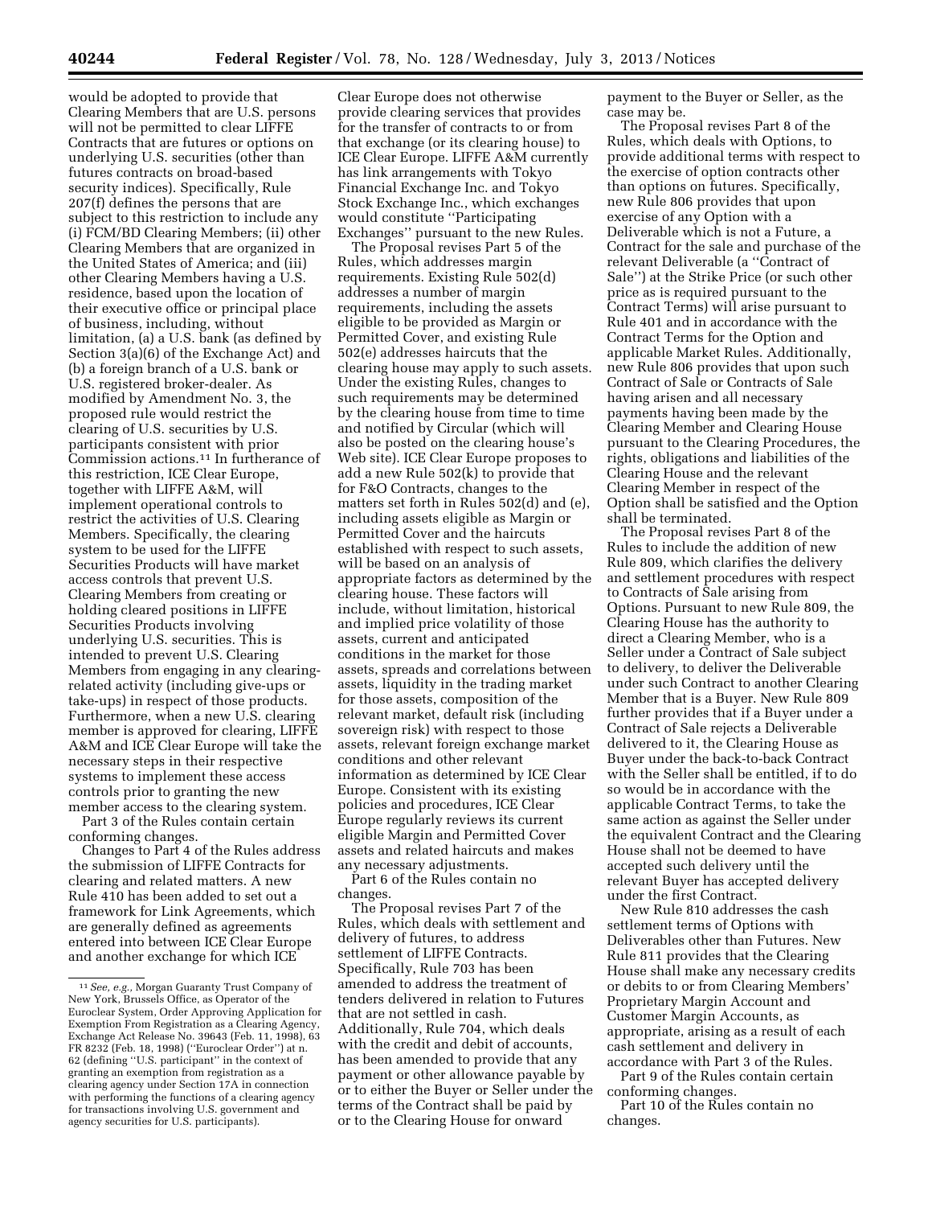would be adopted to provide that Clearing Members that are U.S. persons will not be permitted to clear LIFFE Contracts that are futures or options on underlying U.S. securities (other than futures contracts on broad-based security indices). Specifically, Rule 207(f) defines the persons that are subject to this restriction to include any (i) FCM/BD Clearing Members; (ii) other Clearing Members that are organized in the United States of America; and (iii) other Clearing Members having a U.S. residence, based upon the location of their executive office or principal place of business, including, without limitation, (a) a U.S. bank (as defined by Section 3(a)(6) of the Exchange Act) and (b) a foreign branch of a U.S. bank or U.S. registered broker-dealer. As modified by Amendment No. 3, the proposed rule would restrict the clearing of U.S. securities by U.S. participants consistent with prior Commission actions.[11] In furtherance of this restriction, ICE Clear Europe, together with LIFFE A&M, will implement operational controls to restrict the activities of U.S. Clearing Members. Specifically, the clearing system to be used for the LIFFE Securities Products will have market access controls that prevent U.S. Clearing Members from creating or holding cleared positions in LIFFE Securities Products involving underlying U.S. securities. This is intended to prevent U.S. Clearing Members from engaging in any clearing-related activity (including give-ups or take-ups) in respect of those products. Furthermore, when a new U.S. clearing member is approved for clearing, LIFFE A&M and ICE Clear Europe will take the necessary steps in their respective systems to implement these access controls prior to granting the new member access to the clearing system.

Part 3 of the Rules contain certain conforming changes.

Changes to Part 4 of the Rules address the submission of LIFFE Contracts for clearing and related matters. A new Rule 410 has been added to set out a framework for Link Agreements, which are generally defined as agreements entered into between ICE Clear Europe and another exchange for which ICE Clear Europe does not otherwise provide clearing services that provides for the transfer of contracts to or from that exchange (or its clearing house) to ICE Clear Europe. LIFFE A&M currently has link arrangements with Tokyo Financial Exchange Inc. and Tokyo Stock Exchange Inc., which exchanges would constitute "Participating Exchanges" pursuant to the new Rules.

The Proposal revises Part 5 of the Rules, which addresses margin requirements. Existing Rule 502(d) addresses a number of margin requirements, including the assets eligible to be provided as Margin or Permitted Cover, and existing Rule 502(e) addresses haircuts that the clearing house may apply to such assets. Under the existing Rules, changes to such requirements may be determined by the clearing house from time to time and notified by Circular (which will also be posted on the clearing house's Web site). ICE Clear Europe proposes to add a new Rule 502(k) to provide that for F&O Contracts, changes to the matters set forth in Rules 502(d) and (e), including assets eligible as Margin or Permitted Cover and the haircuts established with respect to such assets, will be based on an analysis of appropriate factors as determined by the clearing house. These factors will include, without limitation, historical and implied price volatility of those assets, current and anticipated conditions in the market for those assets, spreads and correlations between assets, liquidity in the trading market for those assets, composition of the relevant market, default risk (including sovereign risk) with respect to those assets, relevant foreign exchange market conditions and other relevant information as determined by ICE Clear Europe. Consistent with its existing policies and procedures, ICE Clear Europe regularly reviews its current eligible Margin and Permitted Cover assets and related haircuts and makes any necessary adjustments.

Part 6 of the Rules contain no changes.

The Proposal revises Part 7 of the Rules, which deals with settlement and delivery of futures, to address settlement of LIFFE Contracts. Specifically, Rule 703 has been amended to address the treatment of tenders delivered in relation to Futures that are not settled in cash. Additionally, Rule 704, which deals with the credit and debit of accounts, has been amended to provide that any payment or other allowance payable by or to either the Buyer or Seller under the terms of the Contract shall be paid by or to the Clearing House for onward payment to the Buyer or Seller, as the case may be.

The Proposal revises Part 8 of the Rules, which deals with Options, to provide additional terms with respect to the exercise of option contracts other than options on futures. Specifically, new Rule 806 provides that upon exercise of any Option with a Deliverable which is not a Future, a Contract for the sale and purchase of the relevant Deliverable (a "Contract of Sale") at the Strike Price (or such other price as is required pursuant to the Contract Terms) will arise pursuant to Rule 401 and in accordance with the Contract Terms for the Option and applicable Market Rules. Additionally, new Rule 806 provides that upon such Contract of Sale or Contracts of Sale having arisen and all necessary payments having been made by the Clearing Member and Clearing House pursuant to the Clearing Procedures, the rights, obligations and liabilities of the Clearing House and the relevant Clearing Member in respect of the Option shall be satisfied and the Option shall be terminated.

The Proposal revises Part 8 of the Rules to include the addition of new Rule 809, which clarifies the delivery and settlement procedures with respect to Contracts of Sale arising from Options. Pursuant to new Rule 809, the Clearing House has the authority to direct a Clearing Member, who is a Seller under a Contract of Sale subject to delivery, to deliver the Deliverable under such Contract to another Clearing Member that is a Buyer. New Rule 809 further provides that if a Buyer under a Contract of Sale rejects a Deliverable delivered to it, the Clearing House as Buyer under the back-to-back Contract with the Seller shall be entitled, if to do so would be in accordance with the applicable Contract Terms, to take the same action as against the Seller under the equivalent Contract and the Clearing House shall not be deemed to have accepted such delivery until the relevant Buyer has accepted delivery under the first Contract.

New Rule 810 addresses the cash settlement terms of Options with Deliverables other than Futures. New Rule 811 provides that the Clearing House shall make any necessary credits or debits to or from Clearing Members' Proprietary Margin Account and Customer Margin Accounts, as appropriate, arising as a result of each cash settlement and delivery in accordance with Part 3 of the Rules.

Part 9 of the Rules contain certain conforming changes.

Part 10 of the Rules contain no changes.

---

[11] *See, e.g.,* Morgan Guaranty Trust Company of New York, Brussels Office, as Operator of the Euroclear System, Order Approving Application for Exemption From Registration as a Clearing Agency, Exchange Act Release No. 39643 (Feb. 11, 1998), 63 FR 8232 (Feb. 18, 1998) ("Euroclear Order") at n. 62 (defining "U.S. participant" in the context of granting an exemption from registration as a clearing agency under Section 17A in connection with performing the functions of a clearing agency for transactions involving U.S. government and agency securities for U.S. participants).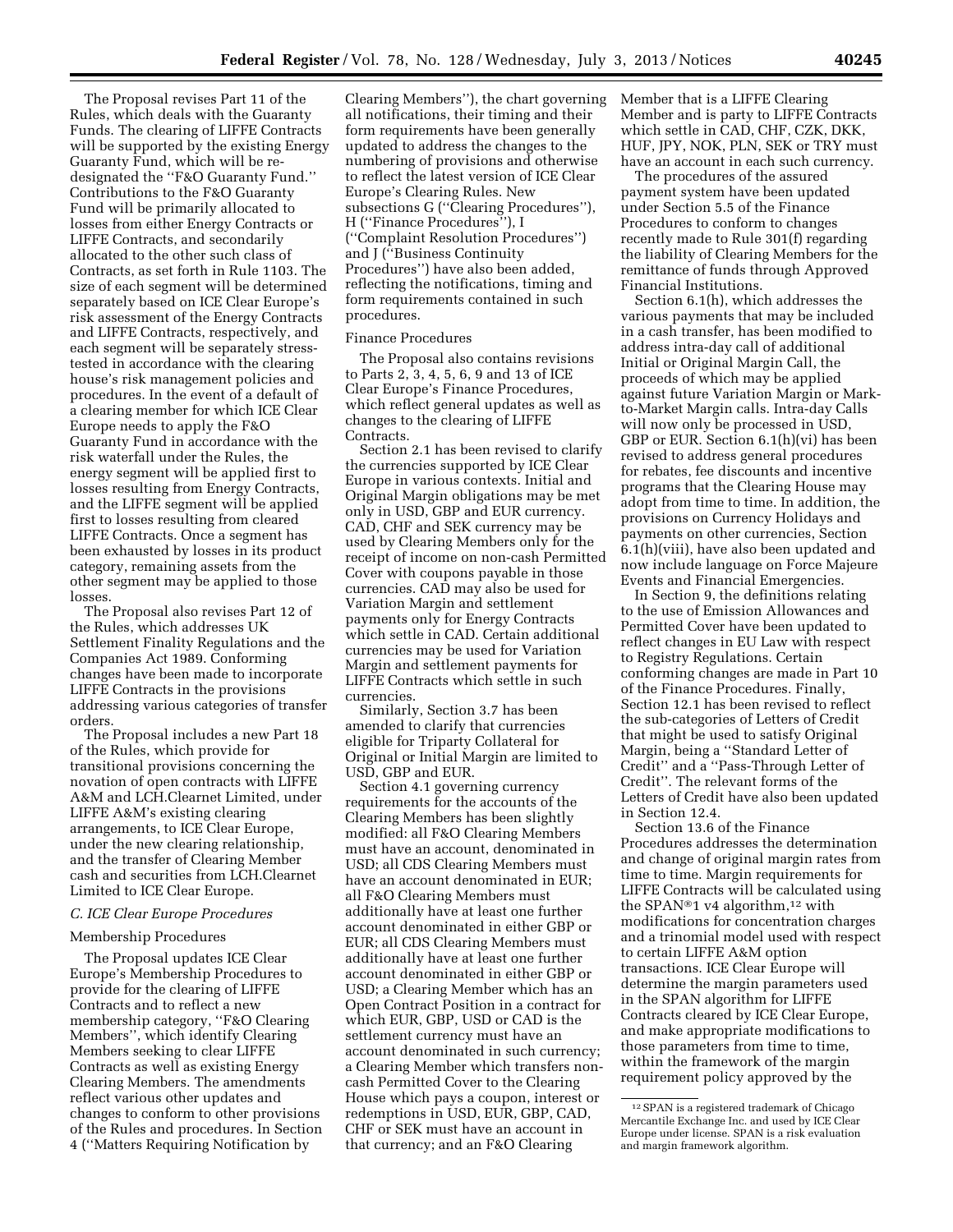The Proposal revises Part 11 of the Rules, which deals with the Guaranty Funds. The clearing of LIFFE Contracts will be supported by the existing Energy Guaranty Fund, which will be re-designated the ''F&O Guaranty Fund.'' Contributions to the F&O Guaranty Fund will be primarily allocated to losses from either Energy Contracts or LIFFE Contracts, and secondarily allocated to the other such class of Contracts, as set forth in Rule 1103. The size of each segment will be determined separately based on ICE Clear Europe's risk assessment of the Energy Contracts and LIFFE Contracts, respectively, and each segment will be separately stress-tested in accordance with the clearing house's risk management policies and procedures. In the event of a default of a clearing member for which ICE Clear Europe needs to apply the F&O Guaranty Fund in accordance with the risk waterfall under the Rules, the energy segment will be applied first to losses resulting from Energy Contracts, and the LIFFE segment will be applied first to losses resulting from cleared LIFFE Contracts. Once a segment has been exhausted by losses in its product category, remaining assets from the other segment may be applied to those losses.

The Proposal also revises Part 12 of the Rules, which addresses UK Settlement Finality Regulations and the Companies Act 1989. Conforming changes have been made to incorporate LIFFE Contracts in the provisions addressing various categories of transfer orders.

The Proposal includes a new Part 18 of the Rules, which provide for transitional provisions concerning the novation of open contracts with LIFFE A&M and LCH.Clearnet Limited, under LIFFE A&M's existing clearing arrangements, to ICE Clear Europe, under the new clearing relationship, and the transfer of Clearing Member cash and securities from LCH.Clearnet Limited to ICE Clear Europe.

### *C. ICE Clear Europe Procedures*

#### Membership Procedures

The Proposal updates ICE Clear Europe's Membership Procedures to provide for the clearing of LIFFE Contracts and to reflect a new membership category, ''F&O Clearing Members'', which identify Clearing Members seeking to clear LIFFE Contracts as well as existing Energy Clearing Members. The amendments reflect various other updates and changes to conform to other provisions of the Rules and procedures. In Section 4 (''Matters Requiring Notification by Clearing Members''), the chart governing all notifications, their timing and their form requirements have been generally updated to address the changes to the numbering of provisions and otherwise to reflect the latest version of ICE Clear Europe's Clearing Rules. New subsections G (''Clearing Procedures''), H (''Finance Procedures''), I (''Complaint Resolution Procedures'') and J (''Business Continuity Procedures'') have also been added, reflecting the notifications, timing and form requirements contained in such procedures.

#### Finance Procedures

The Proposal also contains revisions to Parts 2, 3, 4, 5, 6, 9 and 13 of ICE Clear Europe's Finance Procedures, which reflect general updates as well as changes to the clearing of LIFFE Contracts.

Section 2.1 has been revised to clarify the currencies supported by ICE Clear Europe in various contexts. Initial and Original Margin obligations may be met only in USD, GBP and EUR currency. CAD, CHF and SEK currency may be used by Clearing Members only for the receipt of income on non-cash Permitted Cover with coupons payable in those currencies. CAD may also be used for Variation Margin and settlement payments only for Energy Contracts which settle in CAD. Certain additional currencies may be used for Variation Margin and settlement payments for LIFFE Contracts which settle in such currencies.

Similarly, Section 3.7 has been amended to clarify that currencies eligible for Triparty Collateral for Original or Initial Margin are limited to USD, GBP and EUR.

Section 4.1 governing currency requirements for the accounts of the Clearing Members has been slightly modified: all F&O Clearing Members must have an account, denominated in USD; all CDS Clearing Members must have an account denominated in EUR; all F&O Clearing Members must additionally have at least one further account denominated in either GBP or EUR; all CDS Clearing Members must additionally have at least one further account denominated in either GBP or USD; a Clearing Member which has an Open Contract Position in a contract for which EUR, GBP, USD or CAD is the settlement currency must have an account denominated in such currency; a Clearing Member which transfers non-cash Permitted Cover to the Clearing House which pays a coupon, interest or redemptions in USD, EUR, GBP, CAD, CHF or SEK must have an account in that currency; and an F&O Clearing Member that is a LIFFE Clearing Member and is party to LIFFE Contracts which settle in CAD, CHF, CZK, DKK, HUF, JPY, NOK, PLN, SEK or TRY must have an account in each such currency.

The procedures of the assured payment system have been updated under Section 5.5 of the Finance Procedures to conform to changes recently made to Rule 301(f) regarding the liability of Clearing Members for the remittance of funds through Approved Financial Institutions.

Section 6.1(h), which addresses the various payments that may be included in a cash transfer, has been modified to address intra-day call of additional Initial or Original Margin Call, the proceeds of which may be applied against future Variation Margin or Mark-to-Market Margin calls. Intra-day Calls will now only be processed in USD, GBP or EUR. Section 6.1(h)(vi) has been revised to address general procedures for rebates, fee discounts and incentive programs that the Clearing House may adopt from time to time. In addition, the provisions on Currency Holidays and payments on other currencies, Section 6.1(h)(viii), have also been updated and now include language on Force Majeure Events and Financial Emergencies.

In Section 9, the definitions relating to the use of Emission Allowances and Permitted Cover have been updated to reflect changes in EU Law with respect to Registry Regulations. Certain conforming changes are made in Part 10 of the Finance Procedures. Finally, Section 12.1 has been revised to reflect the sub-categories of Letters of Credit that might be used to satisfy Original Margin, being a ''Standard Letter of Credit'' and a ''Pass-Through Letter of Credit''. The relevant forms of the Letters of Credit have also been updated in Section 12.4.

Section 13.6 of the Finance Procedures addresses the determination and change of original margin rates from time to time. Margin requirements for LIFFE Contracts will be calculated using the SPAN®1 v4 algorithm,[12] with modifications for concentration charges and a trinomial model used with respect to certain LIFFE A&M option transactions. ICE Clear Europe will determine the margin parameters used in the SPAN algorithm for LIFFE Contracts cleared by ICE Clear Europe, and make appropriate modifications to those parameters from time to time, within the framework of the margin requirement policy approved by the

[12] SPAN is a registered trademark of Chicago Mercantile Exchange Inc. and used by ICE Clear Europe under license. SPAN is a risk evaluation and margin framework algorithm.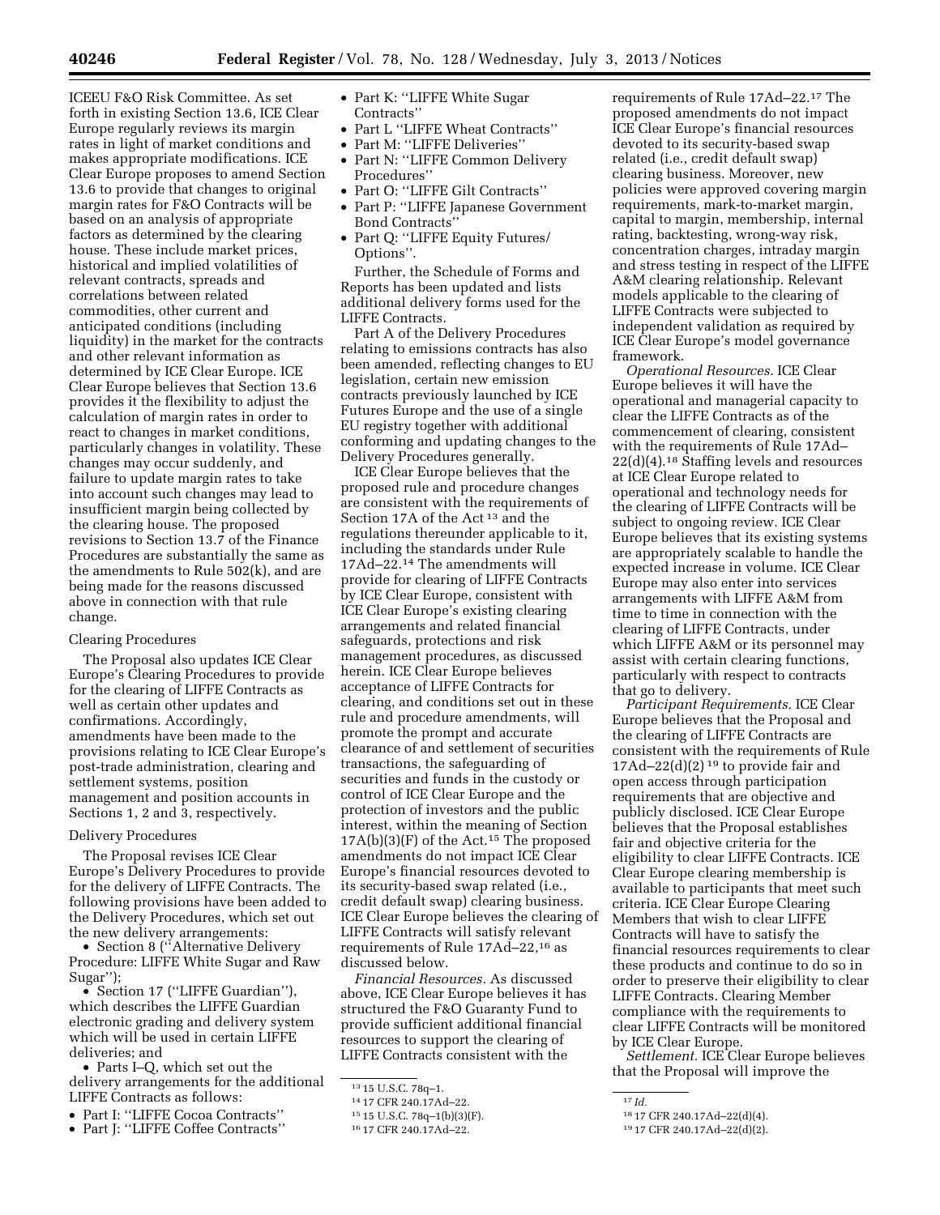ICEEU F&O Risk Committee. As set forth in existing Section 13.6, ICE Clear Europe regularly reviews its margin rates in light of market conditions and makes appropriate modifications. ICE Clear Europe proposes to amend Section 13.6 to provide that changes to original margin rates for F&O Contracts will be based on an analysis of appropriate factors as determined by the clearing house. These include market prices, historical and implied volatilities of relevant contracts, spreads and correlations between related commodities, other current and anticipated conditions (including liquidity) in the market for the contracts and other relevant information as determined by ICE Clear Europe. ICE Clear Europe believes that Section 13.6 provides it the flexibility to adjust the calculation of margin rates in order to react to changes in market conditions, particularly changes in volatility. These changes may occur suddenly, and failure to update margin rates to take into account such changes may lead to insufficient margin being collected by the clearing house. The proposed revisions to Section 13.7 of the Finance Procedures are substantially the same as the amendments to Rule 502(k), and are being made for the reasons discussed above in connection with that rule change.

Clearing Procedures

The Proposal also updates ICE Clear Europe's Clearing Procedures to provide for the clearing of LIFFE Contracts as well as certain other updates and confirmations. Accordingly, amendments have been made to the provisions relating to ICE Clear Europe's post-trade administration, clearing and settlement systems, position management and position accounts in Sections 1, 2 and 3, respectively.

Delivery Procedures

The Proposal revises ICE Clear Europe's Delivery Procedures to provide for the delivery of LIFFE Contracts. The following provisions have been added to the Delivery Procedures, which set out the new delivery arrangements:

- Section 8 (''Alternative Delivery Procedure: LIFFE White Sugar and Raw Sugar'');
- Section 17 (''LIFFE Guardian''), which describes the LIFFE Guardian electronic grading and delivery system which will be used in certain LIFFE deliveries; and
- Parts I–Q, which set out the delivery arrangements for the additional LIFFE Contracts as follows:
- Part I: ''LIFFE Cocoa Contracts''
- Part J: ''LIFFE Coffee Contracts''
- Part K: ''LIFFE White Sugar Contracts''
- Part L ''LIFFE Wheat Contracts''
- Part M: ''LIFFE Deliveries''
- Part N: ''LIFFE Common Delivery Procedures''
- Part O: ''LIFFE Gilt Contracts''
- Part P: ''LIFFE Japanese Government Bond Contracts''
- Part Q: ''LIFFE Equity Futures/ Options''.

Further, the Schedule of Forms and Reports has been updated and lists additional delivery forms used for the LIFFE Contracts.

Part A of the Delivery Procedures relating to emissions contracts has also been amended, reflecting changes to EU legislation, certain new emission contracts previously launched by ICE Futures Europe and the use of a single EU registry together with additional conforming and updating changes to the Delivery Procedures generally.

ICE Clear Europe believes that the proposed rule and procedure changes are consistent with the requirements of Section 17A of the Act [13] and the regulations thereunder applicable to it, including the standards under Rule 17Ad–22.[14] The amendments will provide for clearing of LIFFE Contracts by ICE Clear Europe, consistent with ICE Clear Europe's existing clearing arrangements and related financial safeguards, protections and risk management procedures, as discussed herein. ICE Clear Europe believes acceptance of LIFFE Contracts for clearing, and conditions set out in these rule and procedure amendments, will promote the prompt and accurate clearance of and settlement of securities transactions, the safeguarding of securities and funds in the custody or control of ICE Clear Europe and the protection of investors and the public interest, within the meaning of Section 17A(b)(3)(F) of the Act.[15] The proposed amendments do not impact ICE Clear Europe's financial resources devoted to its security-based swap related (i.e., credit default swap) clearing business. ICE Clear Europe believes the clearing of LIFFE Contracts will satisfy relevant requirements of Rule 17Ad–22,[16] as discussed below.

*Financial Resources.* As discussed above, ICE Clear Europe believes it has structured the F&O Guaranty Fund to provide sufficient additional financial resources to support the clearing of LIFFE Contracts consistent with the requirements of Rule 17Ad–22.[17] The proposed amendments do not impact ICE Clear Europe's financial resources devoted to its security-based swap related (i.e., credit default swap) clearing business. Moreover, new policies were approved covering margin requirements, mark-to-market margin, capital to margin, membership, internal rating, backtesting, wrong-way risk, concentration charges, intraday margin and stress testing in respect of the LIFFE A&M clearing relationship. Relevant models applicable to the clearing of LIFFE Contracts were subjected to independent validation as required by ICE Clear Europe's model governance framework.

*Operational Resources.* ICE Clear Europe believes it will have the operational and managerial capacity to clear the LIFFE Contracts as of the commencement of clearing, consistent with the requirements of Rule 17Ad–22(d)(4).[18] Staffing levels and resources at ICE Clear Europe related to operational and technology needs for the clearing of LIFFE Contracts will be subject to ongoing review. ICE Clear Europe believes that its existing systems are appropriately scalable to handle the expected increase in volume. ICE Clear Europe may also enter into services arrangements with LIFFE A&M from time to time in connection with the clearing of LIFFE Contracts, under which LIFFE A&M or its personnel may assist with certain clearing functions, particularly with respect to contracts that go to delivery.

*Participant Requirements.* ICE Clear Europe believes that the Proposal and the clearing of LIFFE Contracts are consistent with the requirements of Rule 17Ad–22(d)(2) [19] to provide fair and open access through participation requirements that are objective and publicly disclosed. ICE Clear Europe believes that the Proposal establishes fair and objective criteria for the eligibility to clear LIFFE Contracts. ICE Clear Europe clearing membership is available to participants that meet such criteria. ICE Clear Europe Clearing Members that wish to clear LIFFE Contracts will have to satisfy the financial resources requirements to clear these products and continue to do so in order to preserve their eligibility to clear LIFFE Contracts. Clearing Member compliance with the requirements to clear LIFFE Contracts will be monitored by ICE Clear Europe.

*Settlement.* ICE Clear Europe believes that the Proposal will improve the

---

[13] 15 U.S.C. 78q–1.

[14] 17 CFR 240.17Ad–22.

[15] 15 U.S.C. 78q–1(b)(3)(F).

[16] 17 CFR 240.17Ad–22.

[17] *Id.*

[18] 17 CFR 240.17Ad–22(d)(4).

[19] 17 CFR 240.17Ad–22(d)(2).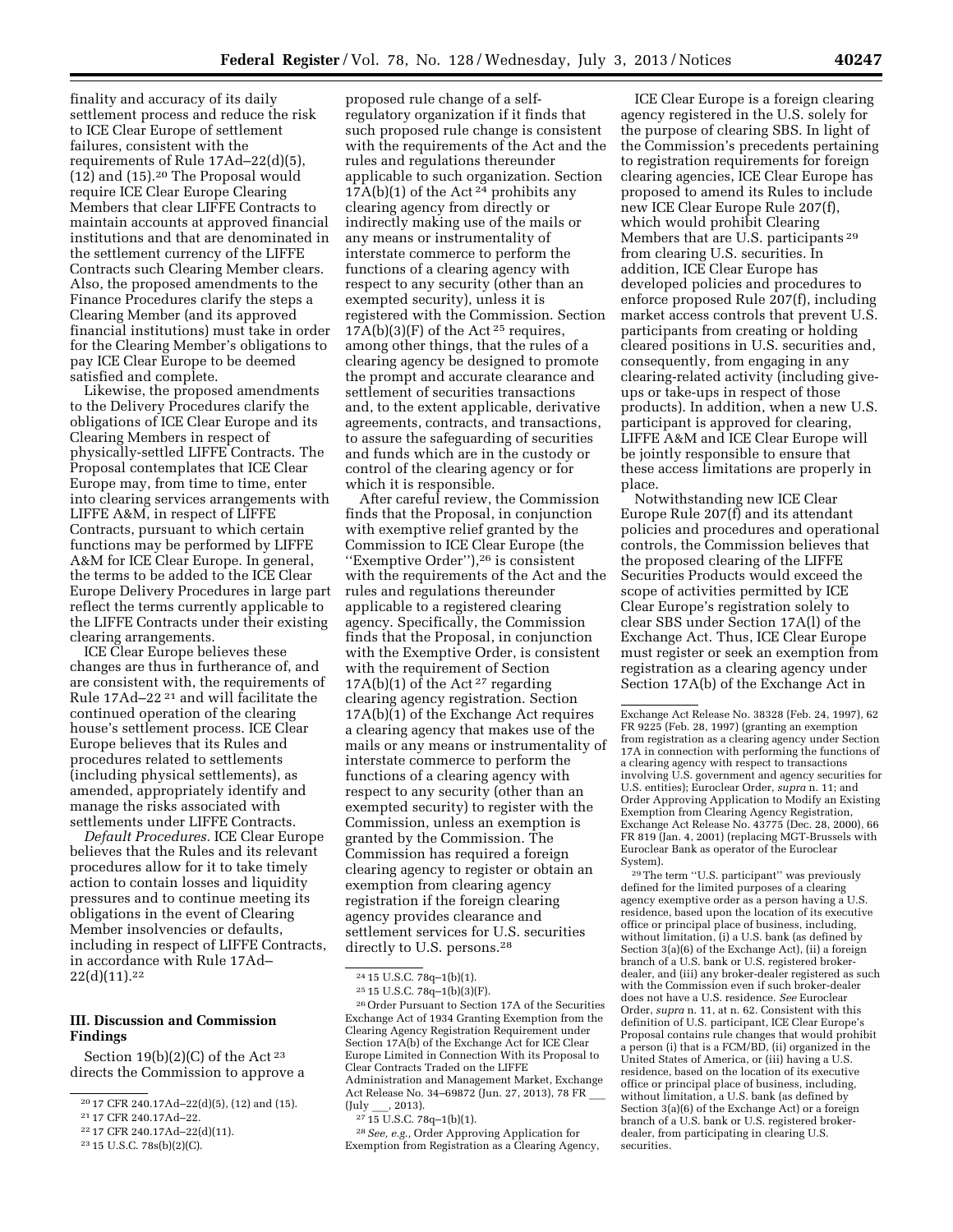finality and accuracy of its daily settlement process and reduce the risk to ICE Clear Europe of settlement failures, consistent with the requirements of Rule 17Ad–22(d)(5), (12) and (15).[20] The Proposal would require ICE Clear Europe Clearing Members that clear LIFFE Contracts to maintain accounts at approved financial institutions and that are denominated in the settlement currency of the LIFFE Contracts such Clearing Member clears. Also, the proposed amendments to the Finance Procedures clarify the steps a Clearing Member (and its approved financial institutions) must take in order for the Clearing Member's obligations to pay ICE Clear Europe to be deemed satisfied and complete.

Likewise, the proposed amendments to the Delivery Procedures clarify the obligations of ICE Clear Europe and its Clearing Members in respect of physically-settled LIFFE Contracts. The Proposal contemplates that ICE Clear Europe may, from time to time, enter into clearing services arrangements with LIFFE A&M, in respect of LIFFE Contracts, pursuant to which certain functions may be performed by LIFFE A&M for ICE Clear Europe. In general, the terms to be added to the ICE Clear Europe Delivery Procedures in large part reflect the terms currently applicable to the LIFFE Contracts under their existing clearing arrangements.

ICE Clear Europe believes these changes are thus in furtherance of, and are consistent with, the requirements of Rule 17Ad–22[21] and will facilitate the continued operation of the clearing house's settlement process. ICE Clear Europe believes that its Rules and procedures related to settlements (including physical settlements), as amended, appropriately identify and manage the risks associated with settlements under LIFFE Contracts.

*Default Procedures.* ICE Clear Europe believes that the Rules and its relevant procedures allow for it to take timely action to contain losses and liquidity pressures and to continue meeting its obligations in the event of Clearing Member insolvencies or defaults, including in respect of LIFFE Contracts, in accordance with Rule 17Ad–22(d)(11).[22]

## III. Discussion and Commission Findings

Section 19(b)(2)(C) of the Act[23] directs the Commission to approve a proposed rule change of a self-regulatory organization if it finds that such proposed rule change is consistent with the requirements of the Act and the rules and regulations thereunder applicable to such organization. Section 17A(b)(1) of the Act[24] prohibits any clearing agency from directly or indirectly making use of the mails or any means or instrumentality of interstate commerce to perform the functions of a clearing agency with respect to any security (other than an exempted security), unless it is registered with the Commission. Section 17A(b)(3)(F) of the Act[25] requires, among other things, that the rules of a clearing agency be designed to promote the prompt and accurate clearance and settlement of securities transactions and, to the extent applicable, derivative agreements, contracts, and transactions, to assure the safeguarding of securities and funds which are in the custody or control of the clearing agency or for which it is responsible.

After careful review, the Commission finds that the Proposal, in conjunction with exemptive relief granted by the Commission to ICE Clear Europe (the "Exemptive Order"),[26] is consistent with the requirements of the Act and the rules and regulations thereunder applicable to a registered clearing agency. Specifically, the Commission finds that the Proposal, in conjunction with the Exemptive Order, is consistent with the requirement of Section 17A(b)(1) of the Act[27] regarding clearing agency registration. Section 17A(b)(1) of the Exchange Act requires a clearing agency that makes use of the mails or any means or instrumentality of interstate commerce to perform the functions of a clearing agency with respect to any security (other than an exempted security) to register with the Commission, unless an exemption is granted by the Commission. The Commission has required a foreign clearing agency to register or obtain an exemption from clearing agency registration if the foreign clearing agency provides clearance and settlement services for U.S. securities directly to U.S. persons.[28]

ICE Clear Europe is a foreign clearing agency registered in the U.S. solely for the purpose of clearing SBS. In light of the Commission's precedents pertaining to registration requirements for foreign clearing agencies, ICE Clear Europe has proposed to amend its Rules to include new ICE Clear Europe Rule 207(f), which would prohibit Clearing Members that are U.S. participants[29] from clearing U.S. securities. In addition, ICE Clear Europe has developed policies and procedures to enforce proposed Rule 207(f), including market access controls that prevent U.S. participants from creating or holding cleared positions in U.S. securities and, consequently, from engaging in any clearing-related activity (including give-ups or take-ups in respect of those products). In addition, when a new U.S. participant is approved for clearing, LIFFE A&M and ICE Clear Europe will be jointly responsible to ensure that these access limitations are properly in place.

Notwithstanding new ICE Clear Europe Rule 207(f) and its attendant policies and procedures and operational controls, the Commission believes that the proposed clearing of the LIFFE Securities Products would exceed the scope of activities permitted by ICE Clear Europe's registration solely to clear SBS under Section 17A(l) of the Exchange Act. Thus, ICE Clear Europe must register or seek an exemption from registration as a clearing agency under Section 17A(b) of the Exchange Act in

---

[20] 17 CFR 240.17Ad–22(d)(5), (12) and (15).

[21] 17 CFR 240.17Ad–22.

[22] 17 CFR 240.17Ad–22(d)(11).

[23] 15 U.S.C. 78s(b)(2)(C).

[24] 15 U.S.C. 78q–1(b)(1).

[25] 15 U.S.C. 78q–1(b)(3)(F).

[26] Order Pursuant to Section 17A of the Securities Exchange Act of 1934 Granting Exemption from the Clearing Agency Registration Requirement under Section 17A(b) of the Exchange Act for ICE Clear Europe Limited in Connection With its Proposal to Clear Contracts Traded on the LIFFE Administration and Management Market, Exchange Act Release No. 34–69872 (Jun. 27, 2013), 78 FR ___ (July ___, 2013).

[27] 15 U.S.C. 78q–1(b)(1).

[28] *See, e.g.,* Order Approving Application for Exemption from Registration as a Clearing Agency, Exchange Act Release No. 38328 (Feb. 24, 1997), 62 FR 9225 (Feb. 28, 1997) (granting an exemption from registration as a clearing agency under Section 17A in connection with performing the functions of a clearing agency with respect to transactions involving U.S. government and agency securities for U.S. entities); Euroclear Order, *supra* n. 11; and Order Approving Application to Modify an Existing Exemption from Clearing Agency Registration, Exchange Act Release No. 43775 (Dec. 28, 2000), 66 FR 819 (Jan. 4, 2001) (replacing MGT-Brussels with Euroclear Bank as operator of the Euroclear System).

[29] The term "U.S. participant" was previously defined for the limited purposes of a clearing agency exemptive order as a person having a U.S. residence, based upon the location of its executive office or principal place of business, including, without limitation, (i) a U.S. bank (as defined by Section 3(a)(6) of the Exchange Act), (ii) a foreign branch of a U.S. bank or U.S. registered broker-dealer, and (iii) any broker-dealer registered as such with the Commission even if such broker-dealer does not have a U.S. residence. *See* Euroclear Order, *supra* n. 11, at n. 62. Consistent with this definition of U.S. participant, ICE Clear Europe's Proposal contains rule changes that would prohibit a person (i) that is a FCM/BD, (ii) organized in the United States of America, or (iii) having a U.S. residence, based on the location of its executive office or principal place of business, including, without limitation, a U.S. bank (as defined by Section 3(a)(6) of the Exchange Act) or a foreign branch of a U.S. bank or U.S. registered broker-dealer, from participating in clearing U.S. securities.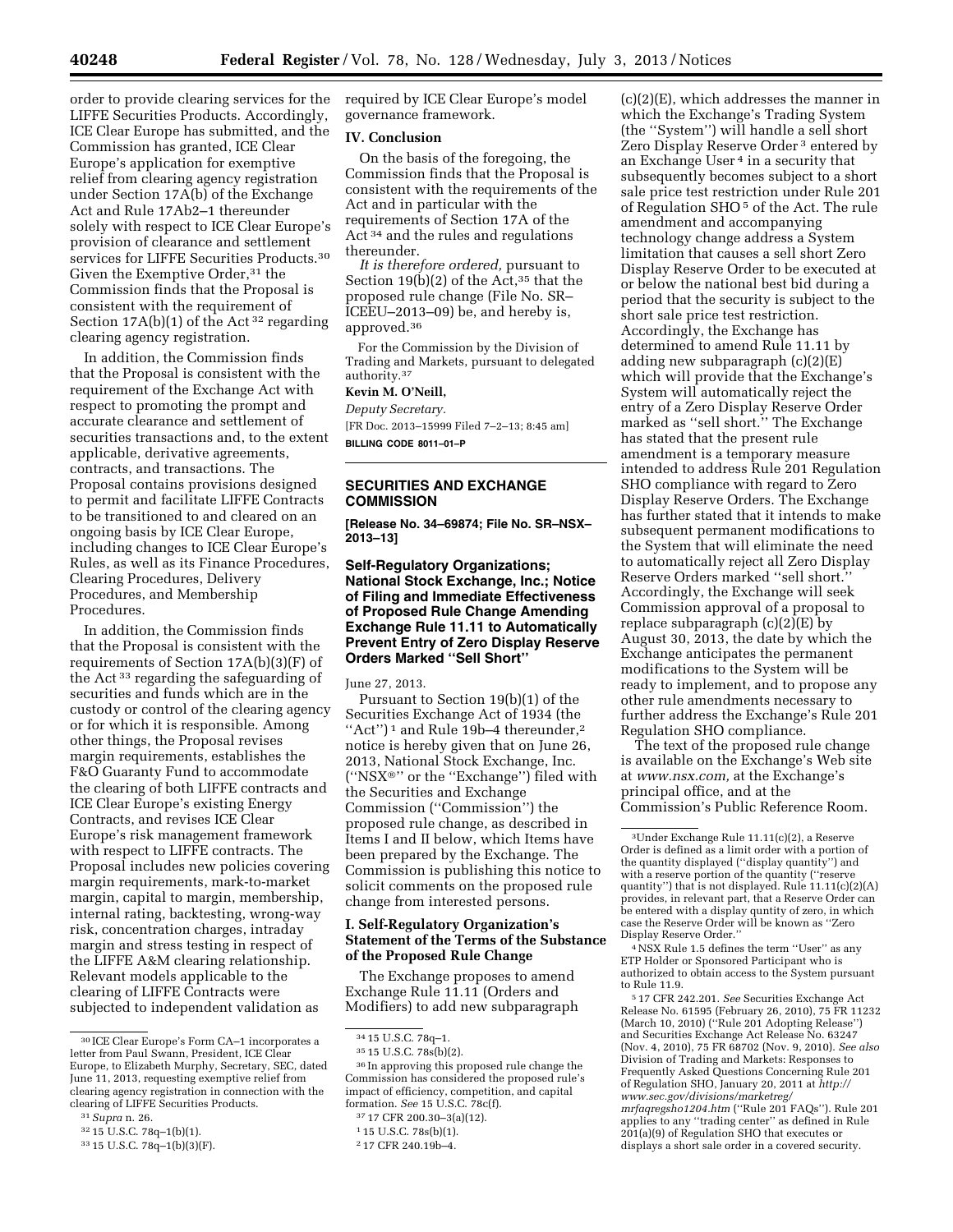order to provide clearing services for the LIFFE Securities Products. Accordingly, ICE Clear Europe has submitted, and the Commission has granted, ICE Clear Europe's application for exemptive relief from clearing agency registration under Section 17A(b) of the Exchange Act and Rule 17Ab2–1 thereunder solely with respect to ICE Clear Europe's provision of clearance and settlement services for LIFFE Securities Products.[30] Given the Exemptive Order,[31] the Commission finds that the Proposal is consistent with the requirement of Section 17A(b)(1) of the Act [32] regarding clearing agency registration.

In addition, the Commission finds that the Proposal is consistent with the requirement of the Exchange Act with respect to promoting the prompt and accurate clearance and settlement of securities transactions and, to the extent applicable, derivative agreements, contracts, and transactions. The Proposal contains provisions designed to permit and facilitate LIFFE Contracts to be transitioned to and cleared on an ongoing basis by ICE Clear Europe, including changes to ICE Clear Europe's Rules, as well as its Finance Procedures, Clearing Procedures, Delivery Procedures, and Membership Procedures.

In addition, the Commission finds that the Proposal is consistent with the requirements of Section 17A(b)(3)(F) of the Act [33] regarding the safeguarding of securities and funds which are in the custody or control of the clearing agency or for which it is responsible. Among other things, the Proposal revises margin requirements, establishes the F&O Guaranty Fund to accommodate the clearing of both LIFFE contracts and ICE Clear Europe's existing Energy Contracts, and revises ICE Clear Europe's risk management framework with respect to LIFFE contracts. The Proposal includes new policies covering margin requirements, mark-to-market margin, capital to margin, membership, internal rating, backtesting, wrong-way risk, concentration charges, intraday margin and stress testing in respect of the LIFFE A&M clearing relationship. Relevant models applicable to the clearing of LIFFE Contracts were subjected to independent validation as required by ICE Clear Europe's model governance framework.

## IV. Conclusion

On the basis of the foregoing, the Commission finds that the Proposal is consistent with the requirements of the Act and in particular with the requirements of Section 17A of the Act [34] and the rules and regulations thereunder.

*It is therefore ordered,* pursuant to Section 19(b)(2) of the Act,[35] that the proposed rule change (File No. SR–ICEEU–2013–09) be, and hereby is, approved.[36]

For the Commission by the Division of Trading and Markets, pursuant to delegated authority.[37]

**Kevin M. O'Neill,**

*Deputy Secretary.*

[FR Doc. 2013–15999 Filed 7–2–13; 8:45 am]

**BILLING CODE 8011–01–P**

[30] ICE Clear Europe's Form CA–1 incorporates a letter from Paul Swann, President, ICE Clear Europe, to Elizabeth Murphy, Secretary, SEC, dated June 11, 2013, requesting exemptive relief from clearing agency registration in connection with the clearing of LIFFE Securities Products.

[31] *Supra* n. 26.

[32] 15 U.S.C. 78q–1(b)(1).

[33] 15 U.S.C. 78q–1(b)(3)(F).

[34] 15 U.S.C. 78q–1.

[35] 15 U.S.C. 78s(b)(2).

[36] In approving this proposed rule change the Commission has considered the proposed rule's impact of efficiency, competition, and capital formation. *See* 15 U.S.C. 78c(f).

[37] 17 CFR 200.30–3(a)(12).

## SECURITIES AND EXCHANGE COMMISSION

**[Release No. 34–69874; File No. SR–NSX–2013–13]**

## Self-Regulatory Organizations; National Stock Exchange, Inc.; Notice of Filing and Immediate Effectiveness of Proposed Rule Change Amending Exchange Rule 11.11 to Automatically Prevent Entry of Zero Display Reserve Orders Marked "Sell Short"

June 27, 2013.

Pursuant to Section 19(b)(1) of the Securities Exchange Act of 1934 (the "Act") [1] and Rule 19b–4 thereunder,[2] notice is hereby given that on June 26, 2013, National Stock Exchange, Inc. ("NSX®" or the "Exchange") filed with the Securities and Exchange Commission ("Commission") the proposed rule change, as described in Items I and II below, which Items have been prepared by the Exchange. The Commission is publishing this notice to solicit comments on the proposed rule change from interested persons.

## I. Self-Regulatory Organization's Statement of the Terms of the Substance of the Proposed Rule Change

The Exchange proposes to amend Exchange Rule 11.11 (Orders and Modifiers) to add new subparagraph (c)(2)(E), which addresses the manner in which the Exchange's Trading System (the "System") will handle a sell short Zero Display Reserve Order [3] entered by an Exchange User [4] in a security that subsequently becomes subject to a short sale price test restriction under Rule 201 of Regulation SHO [5] of the Act. The rule amendment and accompanying technology change address a System limitation that causes a sell short Zero Display Reserve Order to be executed at or below the national best bid during a period that the security is subject to the short sale price test restriction. Accordingly, the Exchange has determined to amend Rule 11.11 by adding new subparagraph (c)(2)(E) which will provide that the Exchange's System will automatically reject the entry of a Zero Display Reserve Order marked as "sell short." The Exchange has stated that the present rule amendment is a temporary measure intended to address Rule 201 Regulation SHO compliance with regard to Zero Display Reserve Orders. The Exchange has further stated that it intends to make subsequent permanent modifications to the System that will eliminate the need to automatically reject all Zero Display Reserve Orders marked "sell short." Accordingly, the Exchange will seek Commission approval of a proposal to replace subparagraph (c)(2)(E) by August 30, 2013, the date by which the Exchange anticipates the permanent modifications to the System will be ready to implement, and to propose any other rule amendments necessary to further address the Exchange's Rule 201 Regulation SHO compliance.

The text of the proposed rule change is available on the Exchange's Web site at *www.nsx.com,* at the Exchange's principal office, and at the Commission's Public Reference Room.

[1] 15 U.S.C. 78s(b)(1).

[2] 17 CFR 240.19b–4.

[3] Under Exchange Rule 11.11(c)(2), a Reserve Order is defined as a limit order with a portion of the quantity displayed ("display quantity") and with a reserve portion of the quantity ("reserve quantity") that is not displayed. Rule 11.11(c)(2)(A) provides, in relevant part, that a Reserve Order can be entered with a display quntity of zero, in which case the Reserve Order will be known as "Zero Display Reserve Order."

[4] NSX Rule 1.5 defines the term "User" as any ETP Holder or Sponsored Participant who is authorized to obtain access to the System pursuant to Rule 11.9.

[5] 17 CFR 242.201. *See* Securities Exchange Act Release No. 61595 (February 26, 2010), 75 FR 11232 (March 10, 2010) ("Rule 201 Adopting Release") and Securities Exchange Act Release No. 63247 (Nov. 4, 2010), 75 FR 68702 (Nov. 9, 2010). *See also* Division of Trading and Markets: Responses to Frequently Asked Questions Concerning Rule 201 of Regulation SHO, January 20, 2011 at *http://www.sec.gov/divisions/marketreg/mrfaqregsho1204.htm* ("Rule 201 FAQs"). Rule 201 applies to any "trading center" as defined in Rule 201(a)(9) of Regulation SHO that executes or displays a short sale order in a covered security.